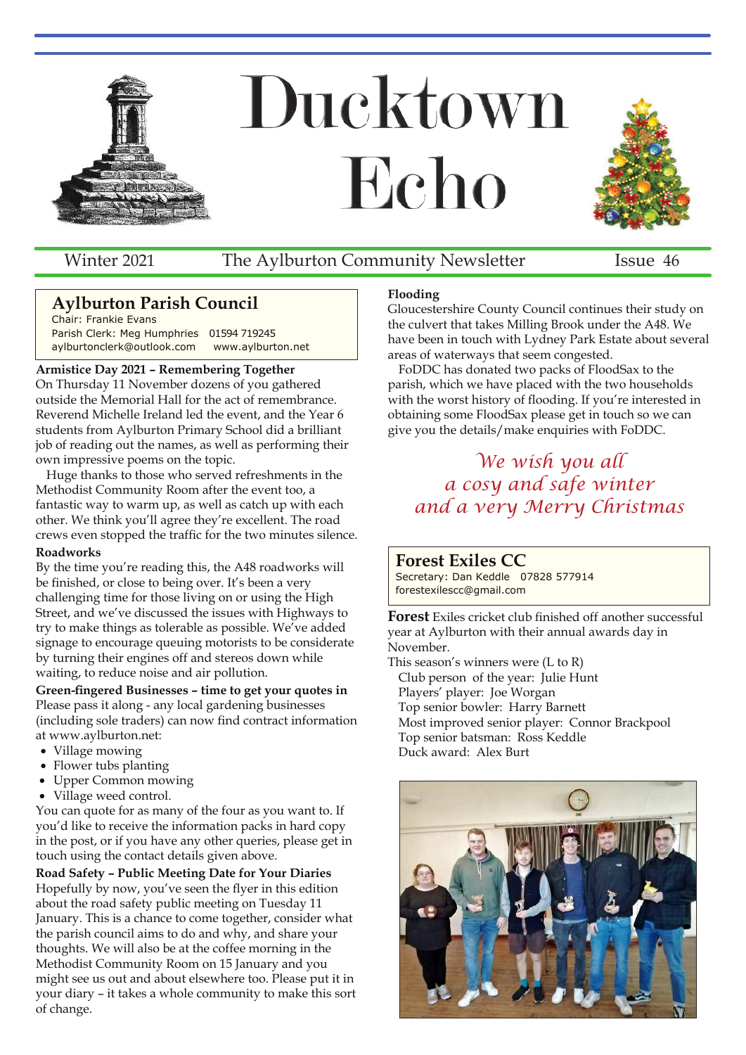# Ducktown Echo

Winter 2021 — The Aylburton Community Newsletter — Issue 46

## Aylburton Parish Council

Chair: Frankie Evans
Parish Clerk: Meg Humphries 01594 719245
aylburtonclerk@outlook.com www.aylburton.net

**Armistice Day 2021 – Remembering Together**

On Thursday 11 November dozens of you gathered outside the Memorial Hall for the act of remembrance. Reverend Michelle Ireland led the event, and the Year 6 students from Aylburton Primary School did a brilliant job of reading out the names, as well as performing their own impressive poems on the topic.

Huge thanks to those who served refreshments in the Methodist Community Room after the event too, a fantastic way to warm up, as well as catch up with each other. We think you'll agree they're excellent. The road crews even stopped the traffic for the two minutes silence.

**Roadworks**

By the time you're reading this, the A48 roadworks will be finished, or close to being over. It's been a very challenging time for those living on or using the High Street, and we've discussed the issues with Highways to try to make things as tolerable as possible. We've added signage to encourage queuing motorists to be considerate by turning their engines off and stereos down while waiting, to reduce noise and air pollution.

**Green-fingered Businesses – time to get your quotes in**

Please pass it along - any local gardening businesses (including sole traders) can now find contract information at www.aylburton.net:

- Village mowing
- Flower tubs planting
- Upper Common mowing
- Village weed control.

You can quote for as many of the four as you want to. If you'd like to receive the information packs in hard copy in the post, or if you have any other queries, please get in touch using the contact details given above.

**Road Safety – Public Meeting Date for Your Diaries**

Hopefully by now, you've seen the flyer in this edition about the road safety public meeting on Tuesday 11 January. This is a chance to come together, consider what the parish council aims to do and why, and share your thoughts. We will also be at the coffee morning in the Methodist Community Room on 15 January and you might see us out and about elsewhere too. Please put it in your diary – it takes a whole community to make this sort of change.

**Flooding**

Gloucestershire County Council continues their study on the culvert that takes Milling Brook under the A48. We have been in touch with Lydney Park Estate about several areas of waterways that seem congested.

FoDDC has donated two packs of FloodSax to the parish, which we have placed with the two households with the worst history of flooding. If you're interested in obtaining some FloodSax please get in touch so we can give you the details/make enquiries with FoDDC.

*We wish you all a cosy and safe winter and a very Merry Christmas*

## Forest Exiles CC

Secretary: Dan Keddle 07828 577914
forestexilescc@gmail.com

**Forest** Exiles cricket club finished off another successful year at Aylburton with their annual awards day in November.

This season's winners were (L to R)

Club person of the year: Julie Hunt
Players' player: Joe Worgan
Top senior bowler: Harry Barnett
Most improved senior player: Connor Brackpool
Top senior batsman: Ross Keddle
Duck award: Alex Burt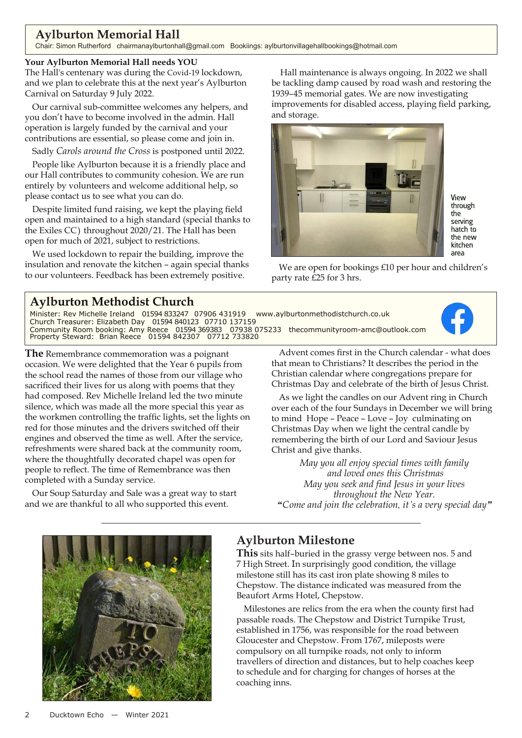## Aylburton Memorial Hall

Chair: Simon Rutherford chairmanaylburtonhall@gmail.com Bookiings: aylburtonvillagehallbookings@hotmail.com

**Your Aylburton Memorial Hall needs YOU**

The Hall's centenary was during the Covid-19 lockdown, and we plan to celebrate this at the next year's Aylburton Carnival on Saturday 9 July 2022.

Our carnival sub-committee welcomes any helpers, and you don't have to become involved in the admin. Hall operation is largely funded by the carnival and your contributions are essential, so please come and join in.

Sadly *Carols around the Cross* is postponed until 2022.

People like Aylburton because it is a friendly place and our Hall contributes to community cohesion. We are run entirely by volunteers and welcome additional help, so please contact us to see what you can do.

Despite limited fund raising, we kept the playing field open and maintained to a high standard (special thanks to the Exiles CC) throughout 2020/21. The Hall has been open for much of 2021, subject to restrictions.

We used lockdown to repair the building, improve the insulation and renovate the kitchen – again special thanks to our volunteers. Feedback has been extremely positive.

Hall maintenance is always ongoing. In 2022 we shall be tackling damp caused by road wash and restoring the 1939–45 memorial gates. We are now investigating improvements for disabled access, playing field parking, and storage.

View through the serving hatch to the new kitchen area

We are open for bookings £10 per hour and children's party rate £25 for 3 hrs.

## Aylburton Methodist Church

Minister: Rev Michelle Ireland 01594 833247 07906 431919 www.aylburtonmethodistchurch.co.uk
Church Treasurer: Elizabeth Day 01594 840123 07710 137159
Community Room booking: Amy Reece 01594 369383 07938 075233 thecommunityroom-amc@outlook.com
Property Steward: Brian Reece 01594 842307 07712 733820

**The** Remembrance commemoration was a poignant occasion. We were delighted that the Year 6 pupils from the school read the names of those from our village who sacrificed their lives for us along with poems that they had composed. Rev Michelle Ireland led the two minute silence, which was made all the more special this year as the workmen controlling the traffic lights, set the lights on red for those minutes and the drivers switched off their engines and observed the time as well. After the service, refreshments were shared back at the community room, where the thoughtfully decorated chapel was open for people to reflect. The time of Remembrance was then completed with a Sunday service.

Our Soup Saturday and Sale was a great way to start and we are thankful to all who supported this event.

Advent comes first in the Church calendar - what does that mean to Christians? It describes the period in the Christian calendar where congregations prepare for Christmas Day and celebrate of the birth of Jesus Christ.

As we light the candles on our Advent ring in Church over each of the four Sundays in December we will bring to mind Hope – Peace – Love – Joy culminating on Christmas Day when we light the central candle by remembering the birth of our Lord and Saviour Jesus Christ and give thanks.

*May you all enjoy special times with family and loved ones this Christmas*
*May you seek and find Jesus in your lives throughout the New Year.*
**"***Come and join the celebration, it's a very special day***"**

---

## Aylburton Milestone

**This** sits half-buried in the grassy verge between nos. 5 and 7 High Street. In surprisingly good condition, the village milestone still has its cast iron plate showing 8 miles to Chepstow. The distance indicated was measured from the Beaufort Arms Hotel, Chepstow.

Milestones are relics from the era when the county first had passable roads. The Chepstow and District Turnpike Trust, established in 1756, was responsible for the road between Gloucester and Chepstow. From 1767, mileposts were compulsory on all turnpike roads, not only to inform travellers of direction and distances, but to help coaches keep to schedule and for charging for changes of horses at the coaching inns.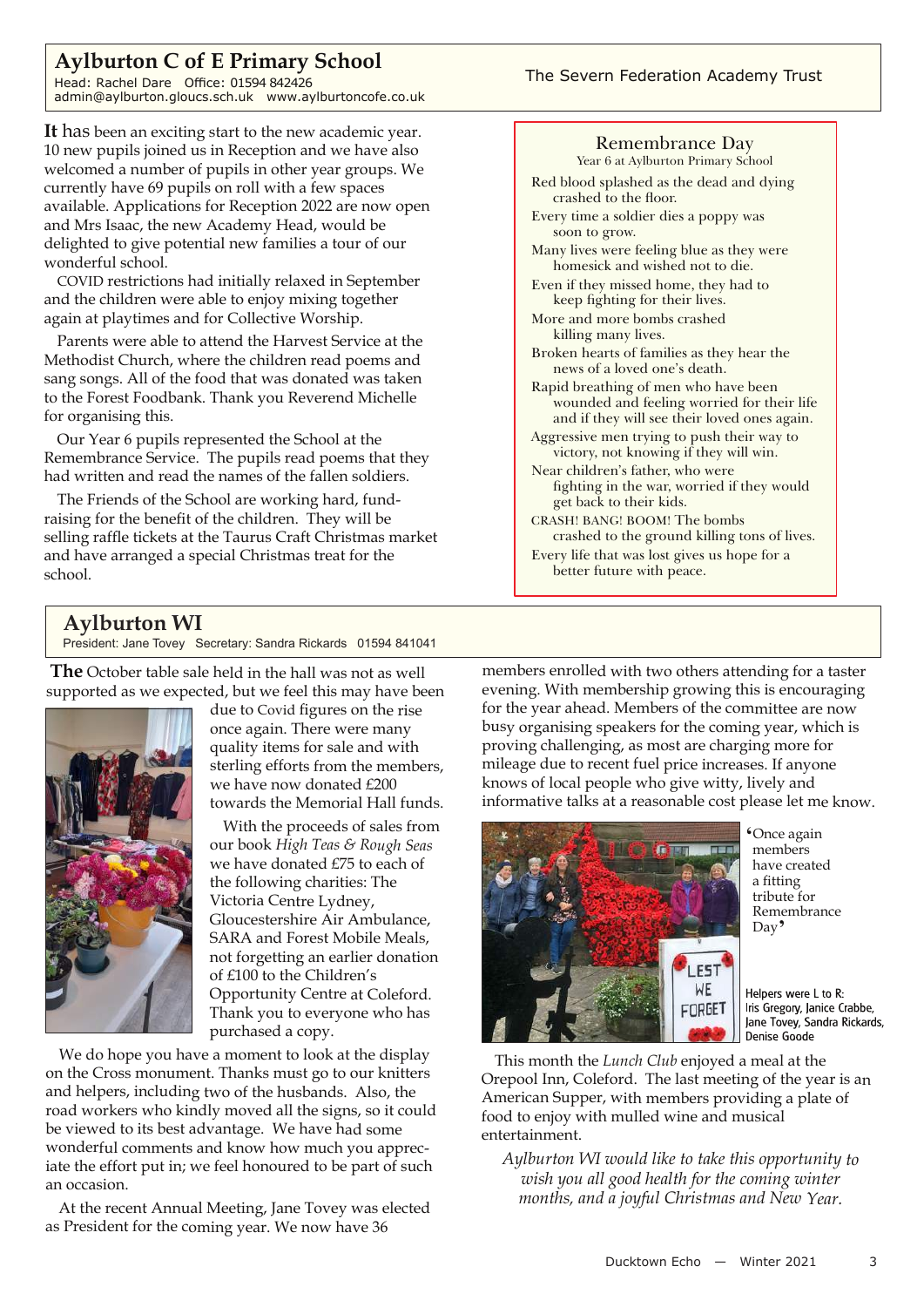## Aylburton C of E Primary School

Head: Rachel Dare   Office: 01594 842426
admin@aylburton.gloucs.sch.uk   www.aylburtoncofe.co.uk

The Severn Federation Academy Trust

**It** has been an exciting start to the new academic year. 10 new pupils joined us in Reception and we have also welcomed a number of pupils in other year groups. We currently have 69 pupils on roll with a few spaces available. Applications for Reception 2022 are now open and Mrs Isaac, the new Academy Head, would be delighted to give potential new families a tour of our wonderful school.

COVID restrictions had initially relaxed in September and the children were able to enjoy mixing together again at playtimes and for Collective Worship.

Parents were able to attend the Harvest Service at the Methodist Church, where the children read poems and sang songs. All of the food that was donated was taken to the Forest Foodbank. Thank you Reverend Michelle for organising this.

Our Year 6 pupils represented the School at the Remembrance Service. The pupils read poems that they had written and read the names of the fallen soldiers.

The Friends of the School are working hard, fund-raising for the benefit of the children. They will be selling raffle tickets at the Taurus Craft Christmas market and have arranged a special Christmas treat for the school.

### Remembrance Day

Year 6 at Aylburton Primary School

Red blood splashed as the dead and dying crashed to the floor.
Every time a soldier dies a poppy was soon to grow.
Many lives were feeling blue as they were homesick and wished not to die.
Even if they missed home, they had to keep fighting for their lives.
More and more bombs crashed killing many lives.
Broken hearts of families as they hear the news of a loved one's death.
Rapid breathing of men who have been wounded and feeling worried for their life and if they will see their loved ones again.
Aggressive men trying to push their way to victory, not knowing if they will win.
Near children's father, who were fighting in the war, worried if they would get back to their kids.
CRASH! BANG! BOOM! The bombs crashed to the ground killing tons of lives.
Every life that was lost gives us hope for a better future with peace.

## Aylburton WI

President: Jane Tovey   Secretary: Sandra Rickards   01594 841041

**The** October table sale held in the hall was not as well supported as we expected, but we feel this may have been due to Covid figures on the rise once again. There were many quality items for sale and with sterling efforts from the members, we have now donated £200 towards the Memorial Hall funds.

With the proceeds of sales from our book *High Teas & Rough Seas* we have donated £75 to each of the following charities: The Victoria Centre Lydney, Gloucestershire Air Ambulance, SARA and Forest Mobile Meals, not forgetting an earlier donation of £100 to the Children's Opportunity Centre at Coleford. Thank you to everyone who has purchased a copy.

We do hope you have a moment to look at the display on the Cross monument. Thanks must go to our knitters and helpers, including two of the husbands. Also, the road workers who kindly moved all the signs, so it could be viewed to its best advantage. We have had some wonderful comments and know how much you appreciate the effort put in; we feel honoured to be part of such an occasion.

At the recent Annual Meeting, Jane Tovey was elected as President for the coming year. We now have 36 members enrolled with two others attending for a taster evening. With membership growing this is encouraging for the year ahead. Members of the committee are now busy organising speakers for the coming year, which is proving challenging, as most are charging more for mileage due to recent fuel price increases. If anyone knows of local people who give witty, lively and informative talks at a reasonable cost please let me know.

'Once again members have created a fitting tribute for Remembrance Day'

Helpers were L to R: Iris Gregory, Janice Crabbe, Jane Tovey, Sandra Rickards, Denise Goode

This month the *Lunch Club* enjoyed a meal at the Orepool Inn, Coleford. The last meeting of the year is an American Supper, with members providing a plate of food to enjoy with mulled wine and musical entertainment.

*Aylburton WI would like to take this opportunity to wish you all good health for the coming winter months, and a joyful Christmas and New Year.*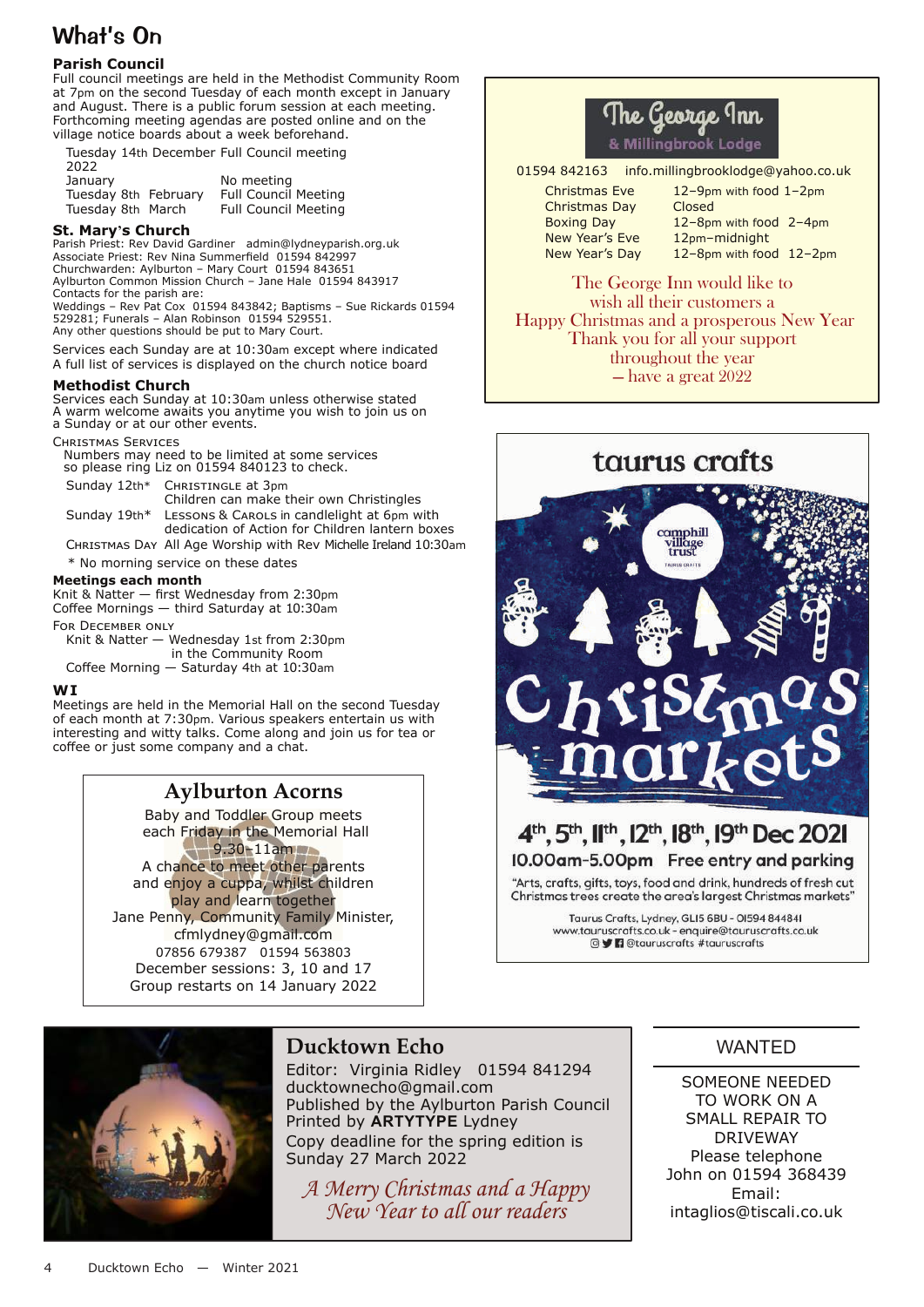# What's On

## Parish Council

Full council meetings are held in the Methodist Community Room at 7pm on the second Tuesday of each month except in January and August. There is a public forum session at each meeting. Forthcoming meeting agendas are posted online and on the village notice boards about a week beforehand.

Tuesday 14th December Full Council meeting

2022

| | |
|---|---|
| January | No meeting |
| Tuesday 8th February | Full Council Meeting |
| Tuesday 8th March | Full Council Meeting |

## St. Mary's Church

Parish Priest: Rev David Gardiner admin@lydneyparish.org.uk
Associate Priest: Rev Nina Summerfield 01594 842997
Churchwarden: Aylburton – Mary Court 01594 843651
Aylburton Common Mission Church – Jane Hale 01594 843917
Contacts for the parish are:
Weddings – Rev Pat Cox 01594 843842; Baptisms – Sue Rickards 01594 529281; Funerals – Alan Robinson 01594 529551.
Any other questions should be put to Mary Court.

Services each Sunday are at 10:30am except where indicated
A full list of services is displayed on the church notice board

## Methodist Church

Services each Sunday at 10:30am unless otherwise stated
A warm welcome awaits you anytime you wish to join us on a Sunday or at our other events.

Christmas Services
Numbers may need to be limited at some services so please ring Liz on 01594 840123 to check.

Sunday 12th* Christingle at 3pm
Children can make their own Christingles

Sunday 19th* Lessons & Carols in candlelight at 6pm with dedication of Action for Children lantern boxes

Christmas Day All Age Worship with Rev Michelle Ireland 10:30am

\* No morning service on these dates

### Meetings each month

Knit & Natter — first Wednesday from 2:30pm
Coffee Mornings — third Saturday at 10:30am

For December only
Knit & Natter — Wednesday 1st from 2:30pm in the Community Room
Coffee Morning — Saturday 4th at 10:30am

## WI

Meetings are held in the Memorial Hall on the second Tuesday of each month at 7:30pm. Various speakers entertain us with interesting and witty talks. Come along and join us for tea or coffee or just some company and a chat.

## Aylburton Acorns

Baby and Toddler Group meets each Friday in the Memorial Hall
9.30–11am
A chance to meet other parents and enjoy a cuppa, whilst children play and learn together
Jane Penny, Community Family Minister,
cfmlydney@gmail.com
07856 679387 01594 563803
December sessions: 3, 10 and 17
Group restarts on 14 January 2022

## The George Inn & Millingbrook Lodge

01594 842163 info.millingbrooklodge@yahoo.co.uk

| | |
|---|---|
| Christmas Eve | 12–9pm with food 1–2pm |
| Christmas Day | Closed |
| Boxing Day | 12–8pm with food 2–4pm |
| New Year's Eve | 12pm–midnight |
| New Year's Day | 12–8pm with food 12–2pm |

The George Inn would like to wish all their customers a Happy Christmas and a prosperous New Year
Thank you for all your support throughout the year
— have a great 2022

## taurus crafts

camphill village trust

Christmas markets

4th, 5th, 11th, 12th, 18th, 19th Dec 2021
10.00am-5.00pm Free entry and parking

"Arts, crafts, gifts, toys, food and drink, hundreds of fresh cut Christmas trees create the area's largest Christmas markets"

Taurus Crafts, Lydney, GL15 6BU - 01594 844841
www.tauruscrafts.co.uk - enquire@tauruscrafts.co.uk
@tauruscrafts #tauruscrafts

## Ducktown Echo

Editor: Virginia Ridley 01594 841294
ducktownecho@gmail.com
Published by the Aylburton Parish Council
Printed by **ARTYTYPE** Lydney
Copy deadline for the spring edition is Sunday 27 March 2022

*A Merry Christmas and a Happy New Year to all our readers*

## WANTED

SOMEONE NEEDED TO WORK ON A SMALL REPAIR TO DRIVEWAY
Please telephone John on 01594 368439
Email: intaglios@tiscali.co.uk